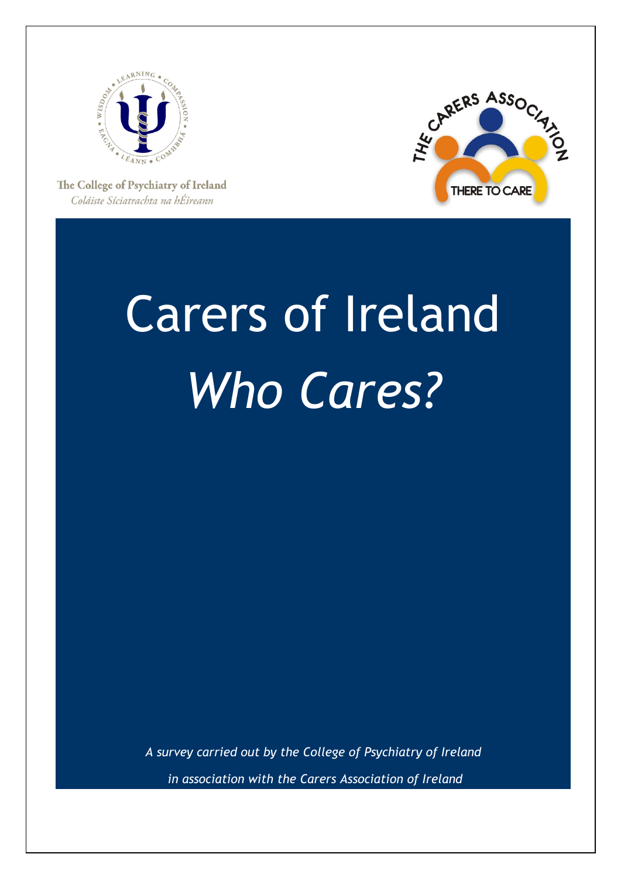The College of Psychiatry of Ireland

*Coláiste Síciatrachta na hÉireann*

THE CARERS ASSOCIATION

THERE TO CARE

# Carers of Ireland

# *Who Cares?*

*A survey carried out by the College of Psychiatry of Ireland*

*in association with the Carers Association of Ireland*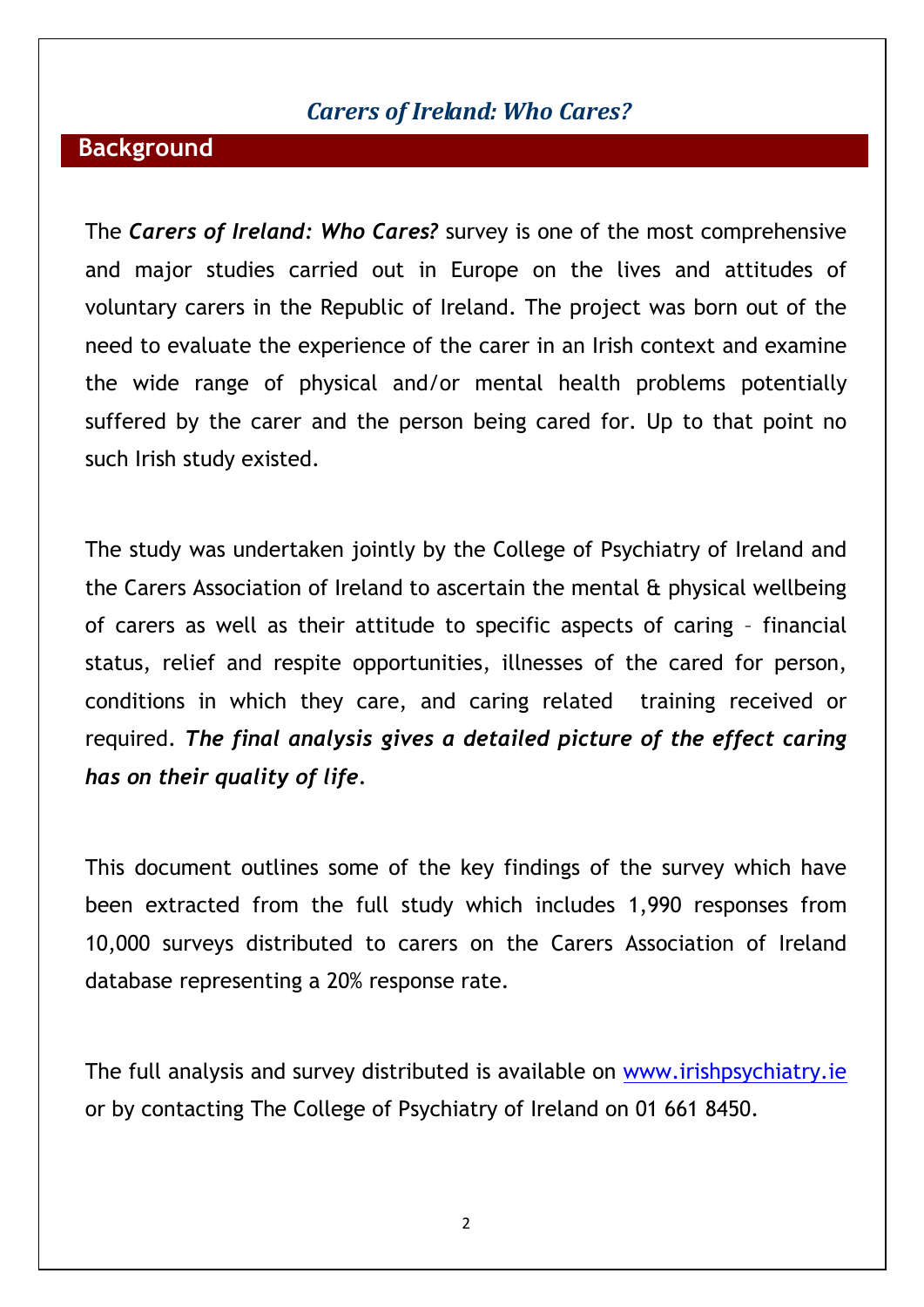*Carers of Ireland: Who Cares?*

## Background

The ***Carers of Ireland: Who Cares?*** survey is one of the most comprehensive and major studies carried out in Europe on the lives and attitudes of voluntary carers in the Republic of Ireland. The project was born out of the need to evaluate the experience of the carer in an Irish context and examine the wide range of physical and/or mental health problems potentially suffered by the carer and the person being cared for. Up to that point no such Irish study existed.

The study was undertaken jointly by the College of Psychiatry of Ireland and the Carers Association of Ireland to ascertain the mental & physical wellbeing of carers as well as their attitude to specific aspects of caring – financial status, relief and respite opportunities, illnesses of the cared for person, conditions in which they care, and caring related training received or required. ***The final analysis gives a detailed picture of the effect caring has on their quality of life***.

This document outlines some of the key findings of the survey which have been extracted from the full study which includes 1,990 responses from 10,000 surveys distributed to carers on the Carers Association of Ireland database representing a 20% response rate.

The full analysis and survey distributed is available on [www.irishpsychiatry.ie](http://www.irishpsychiatry.ie) or by contacting The College of Psychiatry of Ireland on 01 661 8450.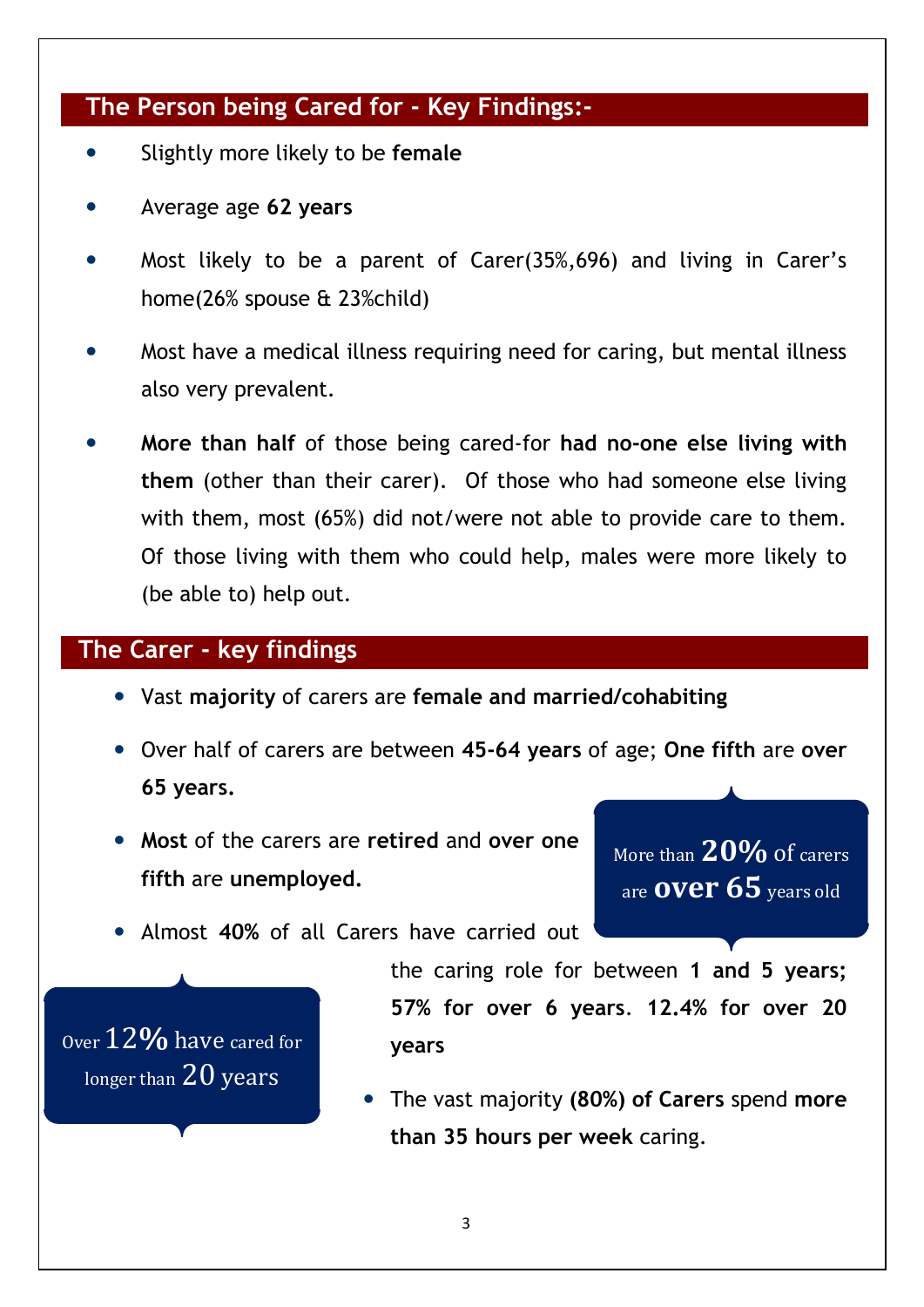## The Person being Cared for - Key Findings:-

- Slightly more likely to be **female**
- Average age **62 years**
- Most likely to be a parent of Carer(35%,696) and living in Carer's home(26% spouse & 23%child)
- Most have a medical illness requiring need for caring, but mental illness also very prevalent.
- **More than half** of those being cared-for **had no-one else living with them** (other than their carer). Of those who had someone else living with them, most (65%) did not/were not able to provide care to them. Of those living with them who could help, males were more likely to (be able to) help out.

## The Carer - key findings

- Vast **majority** of carers are **female and married/cohabiting**
- Over half of carers are between **45-64 years** of age; **One fifth** are **over 65 years.**
- **Most** of the carers are **retired** and **over one fifth** are **unemployed.**
- Almost **40%** of all Carers have carried out the caring role for between **1 and 5 years; 57% for over 6 years**. **12.4% for over 20 years**
- The vast majority **(80%) of Carers** spend **more than 35 hours per week** caring.

More than **20%** of carers are **over 65** years old

Over 12% have cared for longer than 20 years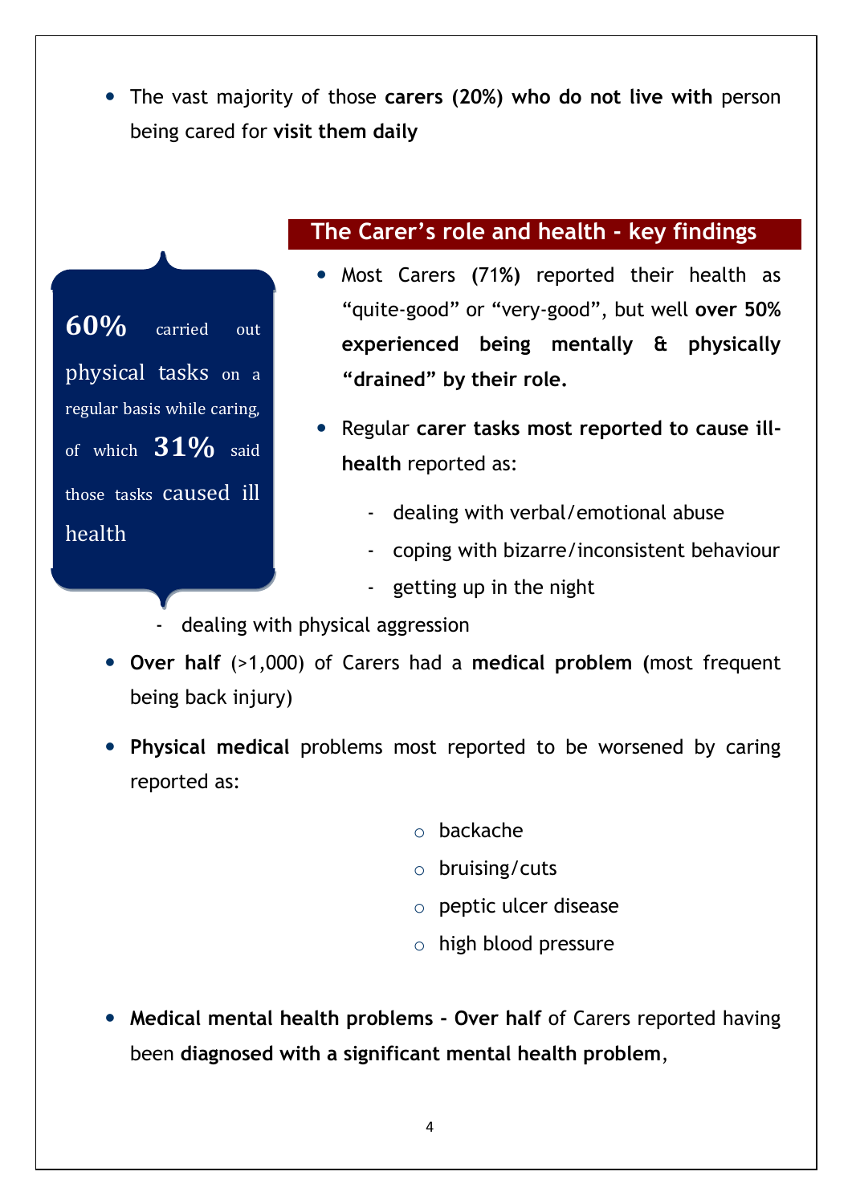- The vast majority of those **carers (20%) who do not live with** person being cared for **visit them daily**

**60%** carried out physical tasks on a regular basis while caring, of which **31%** said those tasks caused ill health

## The Carer's role and health - key findings

- Most Carers **(71%)** reported their health as "quite-good" or "very-good", but well **over 50% experienced being mentally & physically "drained" by their role.**
- Regular **carer tasks most reported to cause ill-health** reported as:
  - dealing with verbal/emotional abuse
  - coping with bizarre/inconsistent behaviour
  - getting up in the night
  - dealing with physical aggression
- **Over half** (>1,000) of Carers had a **medical problem (**most frequent being back injury)
- **Physical medical** problems most reported to be worsened by caring reported as:
  - backache
  - bruising/cuts
  - peptic ulcer disease
  - high blood pressure
- **Medical mental health problems - Over half** of Carers reported having been **diagnosed with a significant mental health problem**,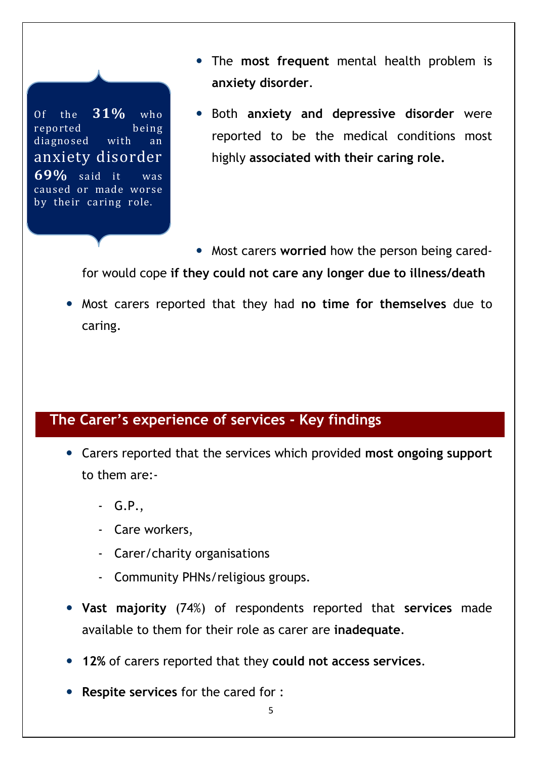Of the **31%** who reported being diagnosed with an anxiety disorder **69%** said it was caused or made worse by their caring role.

- The **most frequent** mental health problem is **anxiety disorder**.
- Both **anxiety and depressive disorder** were reported to be the medical conditions most highly **associated with their caring role.**
- Most carers **worried** how the person being cared-for would cope **if they could not care any longer due to illness/death**
- Most carers reported that they had **no time for themselves** due to caring.

## The Carer's experience of services - Key findings

- Carers reported that the services which provided **most ongoing support** to them are:-
  - G.P.,
  - Care workers,
  - Carer/charity organisations
  - Community PHNs/religious groups.
- **Vast majority** (74%) of respondents reported that **services** made available to them for their role as carer are **inadequate**.
- **12%** of carers reported that they **could not access services**.
- **Respite services** for the cared for :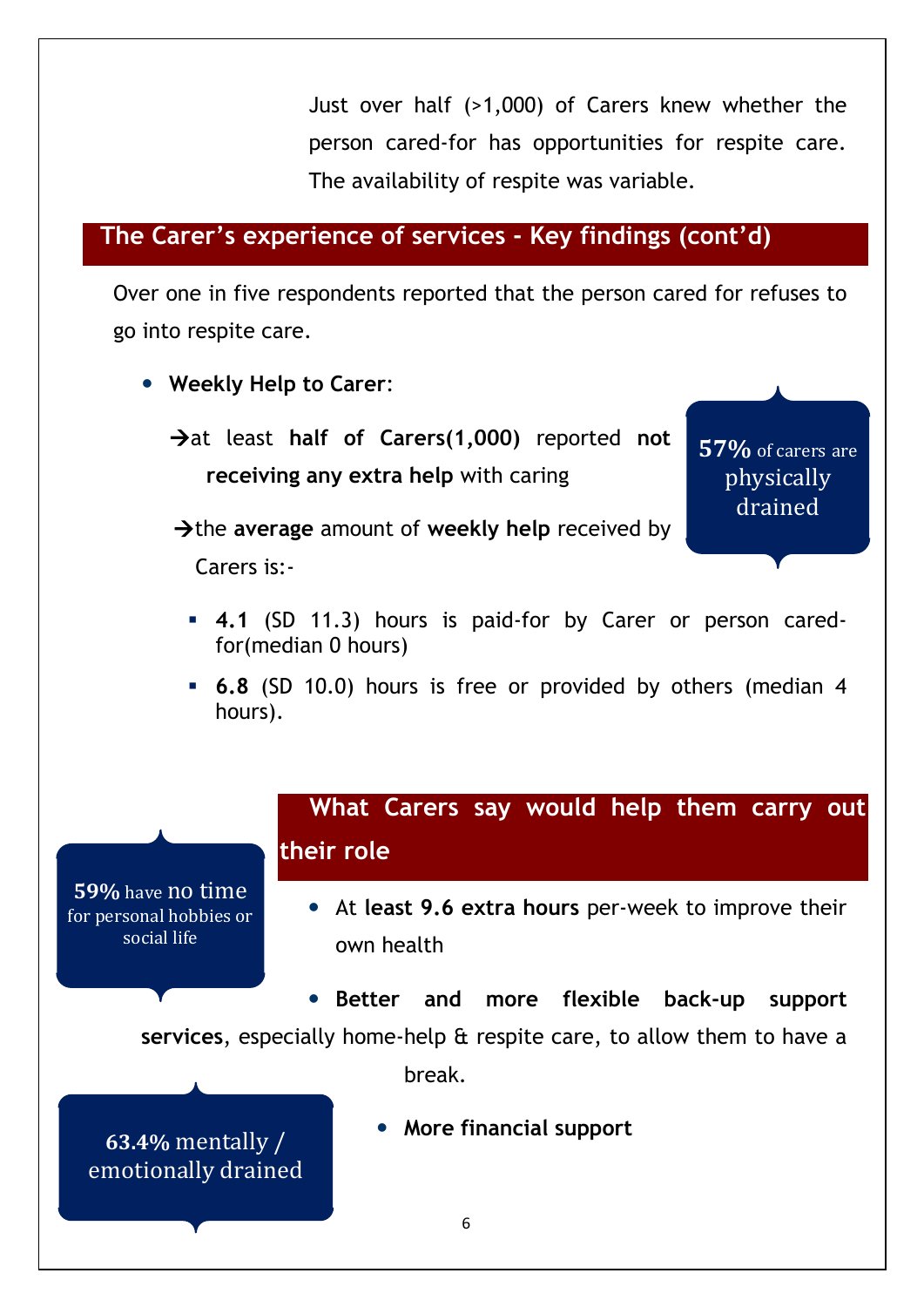Just over half (>1,000) of Carers knew whether the person cared-for has opportunities for respite care. The availability of respite was variable.

## The Carer's experience of services - Key findings (cont'd)

Over one in five respondents reported that the person cared for refuses to go into respite care.

- **Weekly Help to Carer**:
  - → at least **half of Carers(1,000)** reported **not receiving any extra help** with caring
  - → the **average** amount of **weekly help** received by Carers is:-
    - **4.1** (SD 11.3) hours is paid-for by Carer or person cared-for(median 0 hours)
    - **6.8** (SD 10.0) hours is free or provided by others (median 4 hours).

**57%** of carers are physically drained

## What Carers say would help them carry out their role

- At **least 9.6 extra hours** per-week to improve their own health
- **Better and more flexible back-up support services**, especially home-help & respite care, to allow them to have a break.
- **More financial support**

**59%** have no time for personal hobbies or social life

**63.4%** mentally / emotionally drained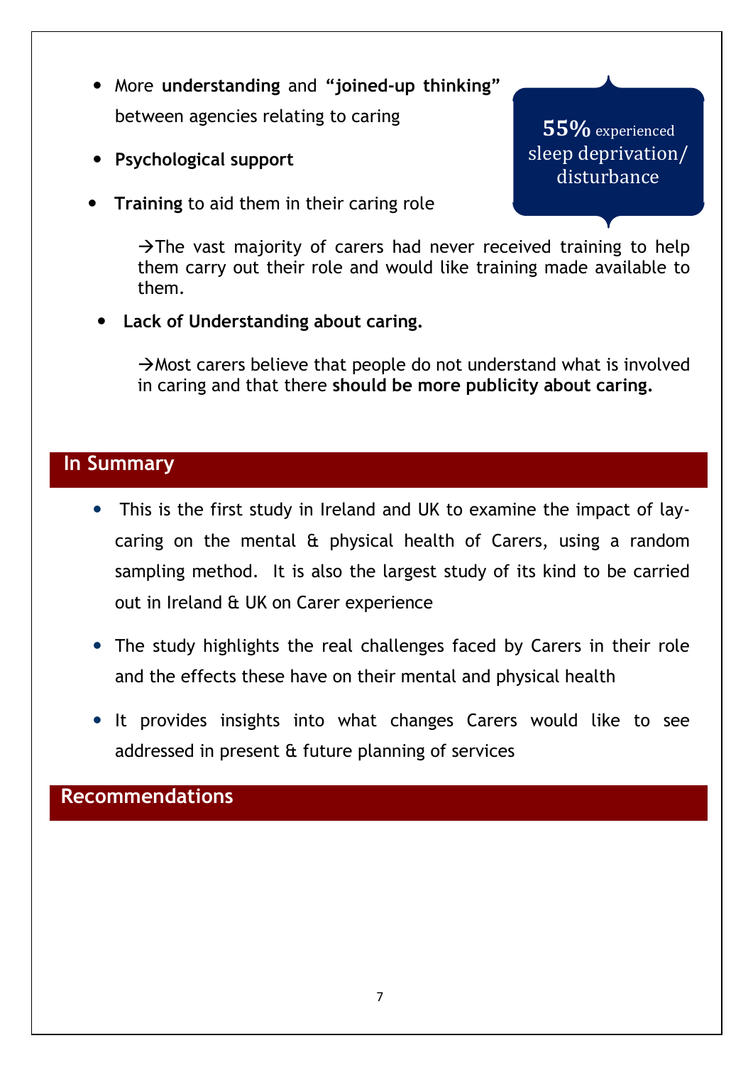- More **understanding** and **"joined-up thinking"** between agencies relating to caring
- **Psychological support**
- **Training** to aid them in their caring role

  →The vast majority of carers had never received training to help them carry out their role and would like training made available to them.

- **Lack of Understanding about caring.**

  →Most carers believe that people do not understand what is involved in caring and that there **should be more publicity about caring.**

**55%** experienced sleep deprivation/ disturbance

## In Summary

- This is the first study in Ireland and UK to examine the impact of lay-caring on the mental & physical health of Carers, using a random sampling method. It is also the largest study of its kind to be carried out in Ireland & UK on Carer experience
- The study highlights the real challenges faced by Carers in their role and the effects these have on their mental and physical health
- It provides insights into what changes Carers would like to see addressed in present & future planning of services

## Recommendations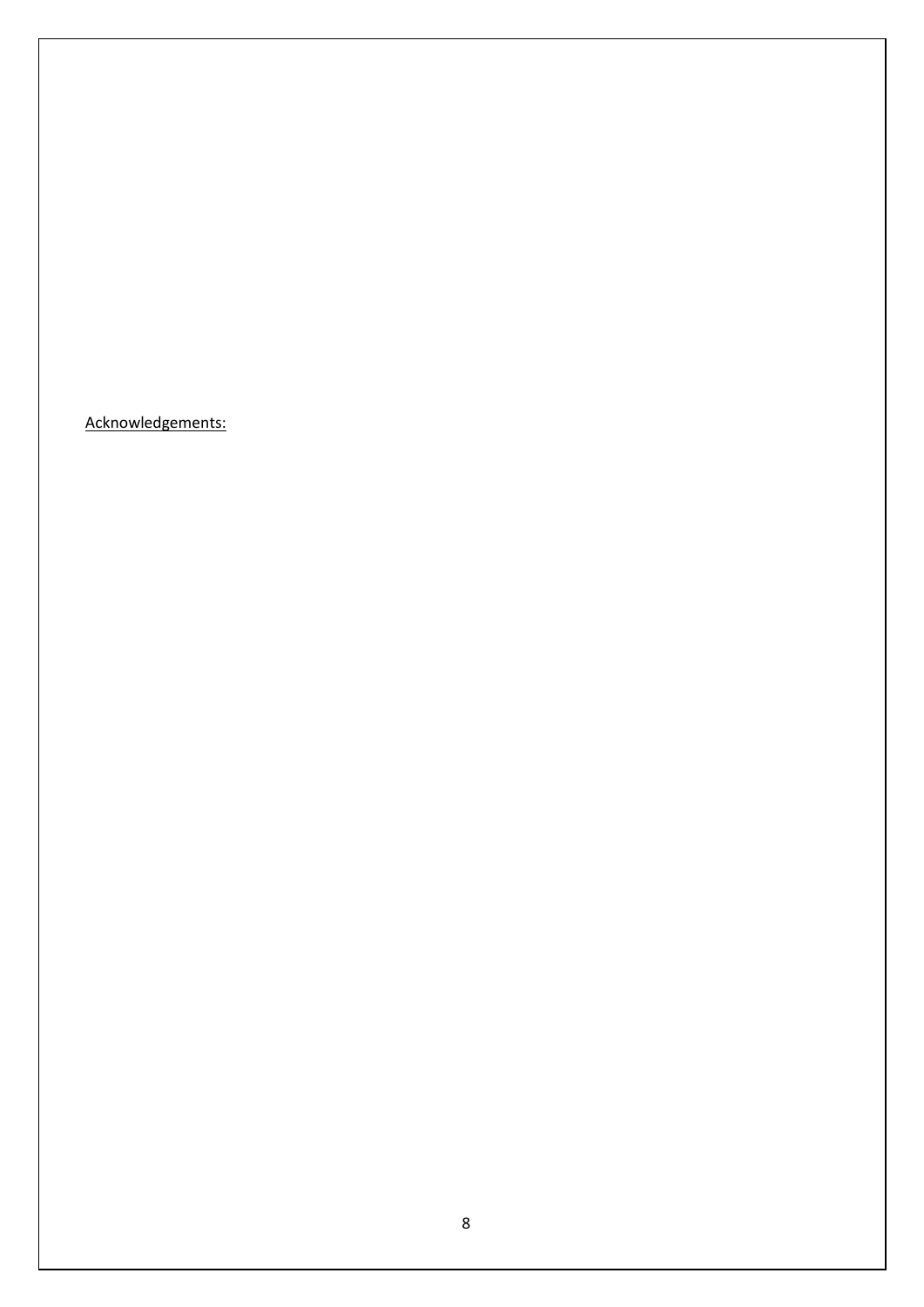<u>Acknowledgements:</u>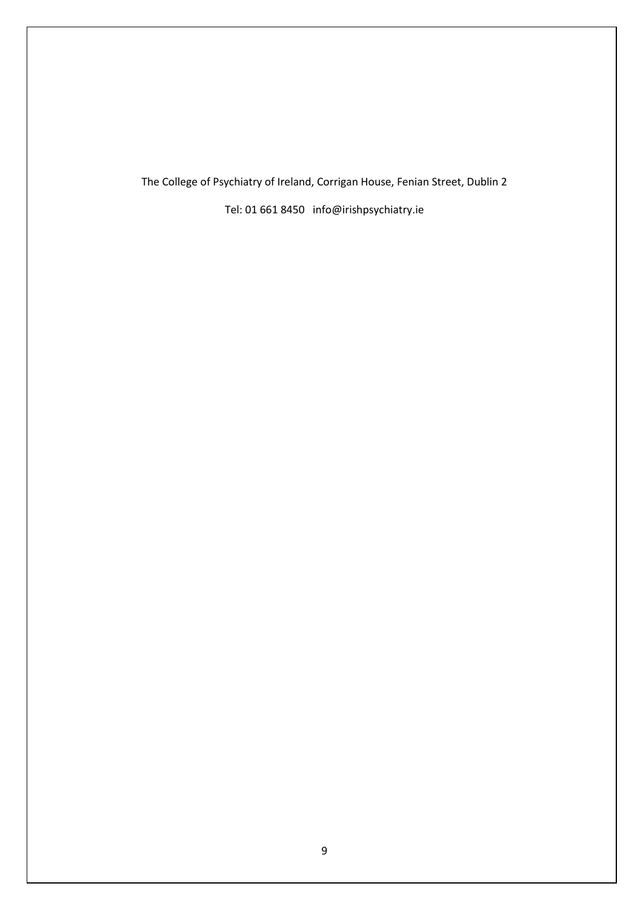The College of Psychiatry of Ireland, Corrigan House, Fenian Street, Dublin 2

Tel: 01 661 8450 info@irishpsychiatry.ie